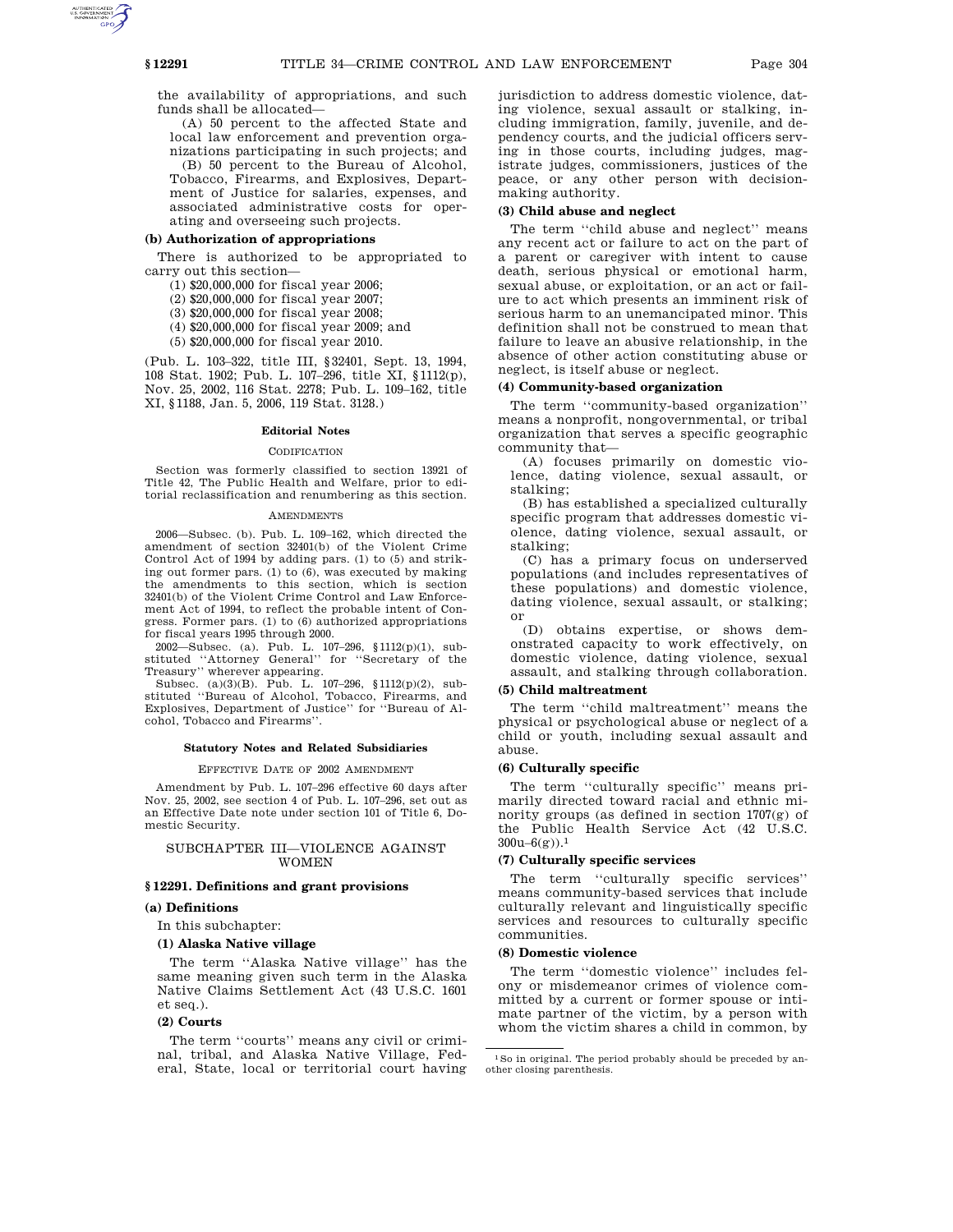the availability of appropriations, and such funds shall be allocated—

(A) 50 percent to the affected State and local law enforcement and prevention organizations participating in such projects; and

(B) 50 percent to the Bureau of Alcohol, Tobacco, Firearms, and Explosives, Department of Justice for salaries, expenses, and associated administrative costs for operating and overseeing such projects.

**(b) Authorization of appropriations**

There is authorized to be appropriated to carry out this section—

(1) $20,000,000 for fiscal year 2006;

(2) $20,000,000 for fiscal year 2007;

(3) $20,000,000 for fiscal year 2008;

(4) $20,000,000 for fiscal year 2009; and

(5) $20,000,000 for fiscal year 2010.

(Pub. L. 103–322, title III, §32401, Sept. 13, 1994, 108 Stat. 1902; Pub. L. 107–296, title XI, §1112(p), Nov. 25, 2002, 116 Stat. 2278; Pub. L. 109–162, title XI, §1188, Jan. 5, 2006, 119 Stat. 3128.)

#### Editorial Notes

CODIFICATION

Section was formerly classified to section 13921 of Title 42, The Public Health and Welfare, prior to editorial reclassification and renumbering as this section.

AMENDMENTS

2006—Subsec. (b). Pub. L. 109–162, which directed the amendment of section 32401(b) of the Violent Crime Control Act of 1994 by adding pars. (1) to (5) and striking out former pars. (1) to (6), was executed by making the amendments to this section, which is section 32401(b) of the Violent Crime Control and Law Enforcement Act of 1994, to reflect the probable intent of Congress. Former pars. (1) to (6) authorized appropriations for fiscal years 1995 through 2000.

2002—Subsec. (a). Pub. L. 107–296, §1112(p)(1), substituted ''Attorney General'' for ''Secretary of the Treasury'' wherever appearing.

Subsec. (a)(3)(B). Pub. L. 107–296, §1112(p)(2), substituted ''Bureau of Alcohol, Tobacco, Firearms, and Explosives, Department of Justice'' for ''Bureau of Alcohol, Tobacco and Firearms''.

#### Statutory Notes and Related Subsidiaries

EFFECTIVE DATE OF 2002 AMENDMENT

Amendment by Pub. L. 107–296 effective 60 days after Nov. 25, 2002, see section 4 of Pub. L. 107–296, set out as an Effective Date note under section 101 of Title 6, Domestic Security.

## SUBCHAPTER III—VIOLENCE AGAINST WOMEN

### §12291. Definitions and grant provisions

**(a) Definitions**

In this subchapter:

**(1) Alaska Native village**

The term ''Alaska Native village'' has the same meaning given such term in the Alaska Native Claims Settlement Act (43 U.S.C. 1601 et seq.).

**(2) Courts**

The term ''courts'' means any civil or criminal, tribal, and Alaska Native Village, Federal, State, local or territorial court having jurisdiction to address domestic violence, dating violence, sexual assault or stalking, including immigration, family, juvenile, and dependency courts, and the judicial officers serving in those courts, including judges, magistrate judges, commissioners, justices of the peace, or any other person with decisionmaking authority.

**(3) Child abuse and neglect**

The term ''child abuse and neglect'' means any recent act or failure to act on the part of a parent or caregiver with intent to cause death, serious physical or emotional harm, sexual abuse, or exploitation, or an act or failure to act which presents an imminent risk of serious harm to an unemancipated minor. This definition shall not be construed to mean that failure to leave an abusive relationship, in the absence of other action constituting abuse or neglect, is itself abuse or neglect.

**(4) Community-based organization**

The term ''community-based organization'' means a nonprofit, nongovernmental, or tribal organization that serves a specific geographic community that—

(A) focuses primarily on domestic violence, dating violence, sexual assault, or stalking;

(B) has established a specialized culturally specific program that addresses domestic violence, dating violence, sexual assault, or stalking;

(C) has a primary focus on underserved populations (and includes representatives of these populations) and domestic violence, dating violence, sexual assault, or stalking; or

(D) obtains expertise, or shows demonstrated capacity to work effectively, on domestic violence, dating violence, sexual assault, and stalking through collaboration.

**(5) Child maltreatment**

The term ''child maltreatment'' means the physical or psychological abuse or neglect of a child or youth, including sexual assault and abuse.

**(6) Culturally specific**

The term ''culturally specific'' means primarily directed toward racial and ethnic minority groups (as defined in section 1707(g) of the Public Health Service Act (42 U.S.C. 300u–6(g)).[1]

**(7) Culturally specific services**

The term ''culturally specific services'' means community-based services that include culturally relevant and linguistically specific services and resources to culturally specific communities.

**(8) Domestic violence**

The term ''domestic violence'' includes felony or misdemeanor crimes of violence committed by a current or former spouse or intimate partner of the victim, by a person with whom the victim shares a child in common, by

[1] So in original. The period probably should be preceded by another closing parenthesis.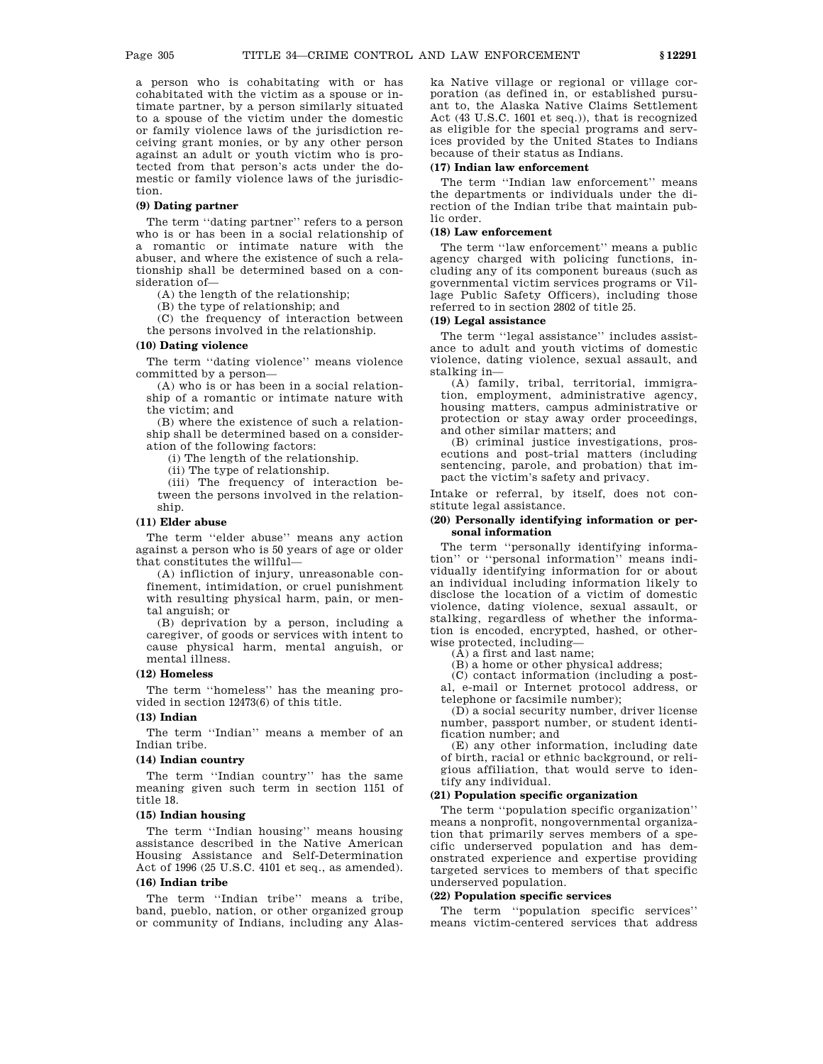a person who is cohabitating with or has cohabitated with the victim as a spouse or intimate partner, by a person similarly situated to a spouse of the victim under the domestic or family violence laws of the jurisdiction receiving grant monies, or by any other person against an adult or youth victim who is protected from that person's acts under the domestic or family violence laws of the jurisdiction.

#### (9) Dating partner

The term ''dating partner'' refers to a person who is or has been in a social relationship of a romantic or intimate nature with the abuser, and where the existence of such a relationship shall be determined based on a consideration of—

(A) the length of the relationship;

(B) the type of relationship; and

(C) the frequency of interaction between the persons involved in the relationship.

#### (10) Dating violence

The term ''dating violence'' means violence committed by a person—

(A) who is or has been in a social relationship of a romantic or intimate nature with the victim; and

(B) where the existence of such a relationship shall be determined based on a consideration of the following factors:

(i) The length of the relationship.

(ii) The type of relationship.

(iii) The frequency of interaction between the persons involved in the relationship.

#### (11) Elder abuse

The term ''elder abuse'' means any action against a person who is 50 years of age or older that constitutes the willful—

(A) infliction of injury, unreasonable confinement, intimidation, or cruel punishment with resulting physical harm, pain, or mental anguish; or

(B) deprivation by a person, including a caregiver, of goods or services with intent to cause physical harm, mental anguish, or mental illness.

#### (12) Homeless

The term ''homeless'' has the meaning provided in section 12473(6) of this title.

#### (13) Indian

The term ''Indian'' means a member of an Indian tribe.

#### (14) Indian country

The term ''Indian country'' has the same meaning given such term in section 1151 of title 18.

#### (15) Indian housing

The term ''Indian housing'' means housing assistance described in the Native American Housing Assistance and Self-Determination Act of 1996 (25 U.S.C. 4101 et seq., as amended).

#### (16) Indian tribe

The term ''Indian tribe'' means a tribe, band, pueblo, nation, or other organized group or community of Indians, including any Alaska Native village or regional or village corporation (as defined in, or established pursuant to, the Alaska Native Claims Settlement Act (43 U.S.C. 1601 et seq.)), that is recognized as eligible for the special programs and services provided by the United States to Indians because of their status as Indians.

#### (17) Indian law enforcement

The term ''Indian law enforcement'' means the departments or individuals under the direction of the Indian tribe that maintain public order.

#### (18) Law enforcement

The term ''law enforcement'' means a public agency charged with policing functions, including any of its component bureaus (such as governmental victim services programs or Village Public Safety Officers), including those referred to in section 2802 of title 25.

#### (19) Legal assistance

The term ''legal assistance'' includes assistance to adult and youth victims of domestic violence, dating violence, sexual assault, and stalking in—

(A) family, tribal, territorial, immigration, employment, administrative agency, housing matters, campus administrative or protection or stay away order proceedings, and other similar matters; and

(B) criminal justice investigations, prosecutions and post-trial matters (including sentencing, parole, and probation) that impact the victim's safety and privacy.

Intake or referral, by itself, does not constitute legal assistance.

#### (20) Personally identifying information or personal information

The term ''personally identifying information'' or ''personal information'' means individually identifying information for or about an individual including information likely to disclose the location of a victim of domestic violence, dating violence, sexual assault, or stalking, regardless of whether the information is encoded, encrypted, hashed, or otherwise protected, including—

(A) a first and last name;

(B) a home or other physical address;

(C) contact information (including a postal, e-mail or Internet protocol address, or telephone or facsimile number);

(D) a social security number, driver license number, passport number, or student identification number; and

(E) any other information, including date of birth, racial or ethnic background, or religious affiliation, that would serve to identify any individual.

#### (21) Population specific organization

The term ''population specific organization'' means a nonprofit, nongovernmental organization that primarily serves members of a specific underserved population and has demonstrated experience and expertise providing targeted services to members of that specific underserved population.

#### (22) Population specific services

The term ''population specific services'' means victim-centered services that address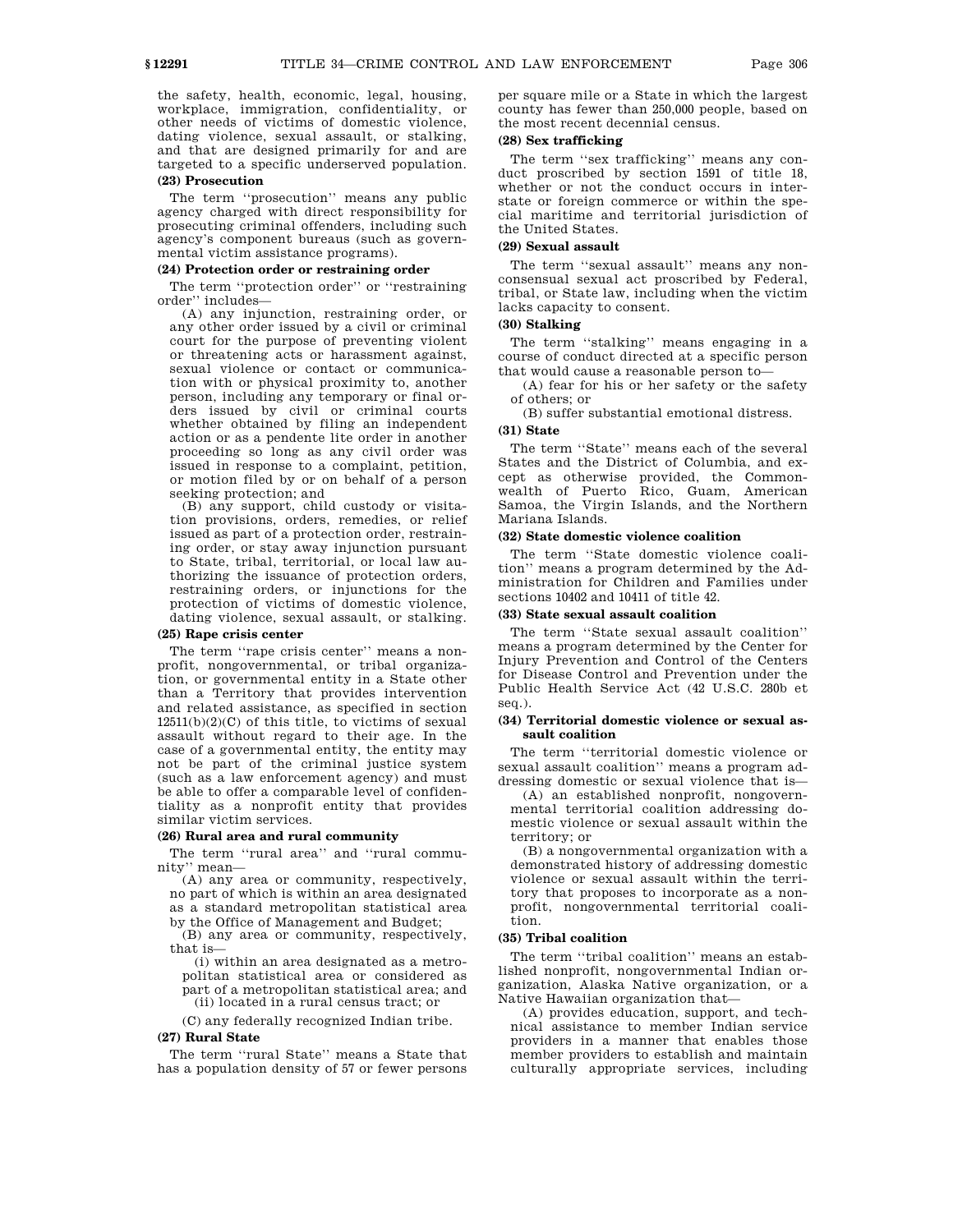the safety, health, economic, legal, housing, workplace, immigration, confidentiality, or other needs of victims of domestic violence, dating violence, sexual assault, or stalking, and that are designed primarily for and are targeted to a specific underserved population.

### (23) Prosecution

The term ''prosecution'' means any public agency charged with direct responsibility for prosecuting criminal offenders, including such agency's component bureaus (such as governmental victim assistance programs).

### (24) Protection order or restraining order

The term ''protection order'' or ''restraining order'' includes—

(A) any injunction, restraining order, or any other order issued by a civil or criminal court for the purpose of preventing violent or threatening acts or harassment against, sexual violence or contact or communication with or physical proximity to, another person, including any temporary or final orders issued by civil or criminal courts whether obtained by filing an independent action or as a pendente lite order in another proceeding so long as any civil order was issued in response to a complaint, petition, or motion filed by or on behalf of a person seeking protection; and

(B) any support, child custody or visitation provisions, orders, remedies, or relief issued as part of a protection order, restraining order, or stay away injunction pursuant to State, tribal, territorial, or local law authorizing the issuance of protection orders, restraining orders, or injunctions for the protection of victims of domestic violence, dating violence, sexual assault, or stalking.

### (25) Rape crisis center

The term ''rape crisis center'' means a nonprofit, nongovernmental, or tribal organization, or governmental entity in a State other than a Territory that provides intervention and related assistance, as specified in section 12511(b)(2)(C) of this title, to victims of sexual assault without regard to their age. In the case of a governmental entity, the entity may not be part of the criminal justice system (such as a law enforcement agency) and must be able to offer a comparable level of confidentiality as a nonprofit entity that provides similar victim services.

### (26) Rural area and rural community

The term ''rural area'' and ''rural community'' mean—

(A) any area or community, respectively, no part of which is within an area designated as a standard metropolitan statistical area by the Office of Management and Budget;

(B) any area or community, respectively, that is—

(i) within an area designated as a metropolitan statistical area or considered as part of a metropolitan statistical area; and

(ii) located in a rural census tract; or

(C) any federally recognized Indian tribe.

### (27) Rural State

The term ''rural State'' means a State that has a population density of 57 or fewer persons per square mile or a State in which the largest county has fewer than 250,000 people, based on the most recent decennial census.

### (28) Sex trafficking

The term ''sex trafficking'' means any conduct proscribed by section 1591 of title 18, whether or not the conduct occurs in interstate or foreign commerce or within the special maritime and territorial jurisdiction of the United States.

### (29) Sexual assault

The term ''sexual assault'' means any nonconsensual sexual act proscribed by Federal, tribal, or State law, including when the victim lacks capacity to consent.

### (30) Stalking

The term ''stalking'' means engaging in a course of conduct directed at a specific person that would cause a reasonable person to—

(A) fear for his or her safety or the safety of others; or

(B) suffer substantial emotional distress.

### (31) State

The term ''State'' means each of the several States and the District of Columbia, and except as otherwise provided, the Commonwealth of Puerto Rico, Guam, American Samoa, the Virgin Islands, and the Northern Mariana Islands.

### (32) State domestic violence coalition

The term ''State domestic violence coalition'' means a program determined by the Administration for Children and Families under sections 10402 and 10411 of title 42.

### (33) State sexual assault coalition

The term ''State sexual assault coalition'' means a program determined by the Center for Injury Prevention and Control of the Centers for Disease Control and Prevention under the Public Health Service Act (42 U.S.C. 280b et seq.).

### (34) Territorial domestic violence or sexual assault coalition

The term ''territorial domestic violence or sexual assault coalition'' means a program addressing domestic or sexual violence that is—

(A) an established nonprofit, nongovernmental territorial coalition addressing domestic violence or sexual assault within the territory; or

(B) a nongovernmental organization with a demonstrated history of addressing domestic violence or sexual assault within the territory that proposes to incorporate as a nonprofit, nongovernmental territorial coalition.

### (35) Tribal coalition

The term ''tribal coalition'' means an established nonprofit, nongovernmental Indian organization, Alaska Native organization, or a Native Hawaiian organization that—

(A) provides education, support, and technical assistance to member Indian service providers in a manner that enables those member providers to establish and maintain culturally appropriate services, including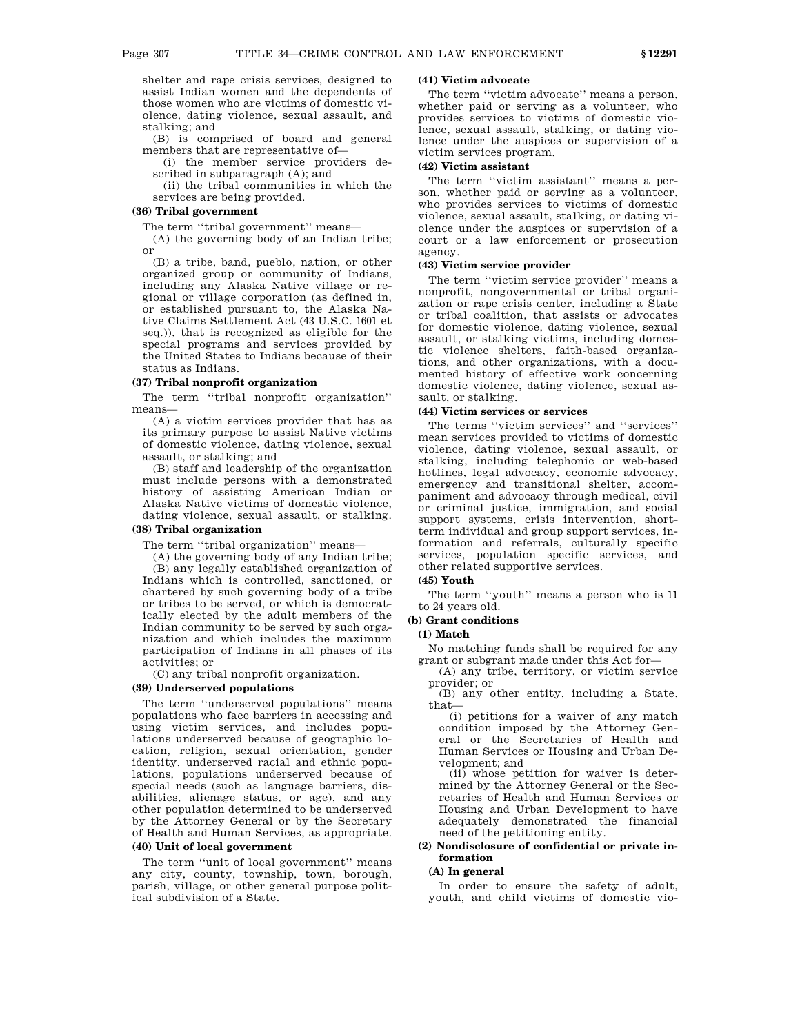shelter and rape crisis services, designed to assist Indian women and the dependents of those women who are victims of domestic violence, dating violence, sexual assault, and stalking; and

(B) is comprised of board and general members that are representative of—

(i) the member service providers described in subparagraph (A); and

(ii) the tribal communities in which the services are being provided.

**(36) Tribal government**

The term ''tribal government'' means—

(A) the governing body of an Indian tribe; or

(B) a tribe, band, pueblo, nation, or other organized group or community of Indians, including any Alaska Native village or regional or village corporation (as defined in, or established pursuant to, the Alaska Native Claims Settlement Act (43 U.S.C. 1601 et seq.)), that is recognized as eligible for the special programs and services provided by the United States to Indians because of their status as Indians.

**(37) Tribal nonprofit organization**

The term ''tribal nonprofit organization'' means—

(A) a victim services provider that has as its primary purpose to assist Native victims of domestic violence, dating violence, sexual assault, or stalking; and

(B) staff and leadership of the organization must include persons with a demonstrated history of assisting American Indian or Alaska Native victims of domestic violence, dating violence, sexual assault, or stalking.

**(38) Tribal organization**

The term ''tribal organization'' means—

(A) the governing body of any Indian tribe;

(B) any legally established organization of Indians which is controlled, sanctioned, or chartered by such governing body of a tribe or tribes to be served, or which is democratically elected by the adult members of the Indian community to be served by such organization and which includes the maximum participation of Indians in all phases of its activities; or

(C) any tribal nonprofit organization.

**(39) Underserved populations**

The term ''underserved populations'' means populations who face barriers in accessing and using victim services, and includes populations underserved because of geographic location, religion, sexual orientation, gender identity, underserved racial and ethnic populations, populations underserved because of special needs (such as language barriers, disabilities, alienage status, or age), and any other population determined to be underserved by the Attorney General or by the Secretary of Health and Human Services, as appropriate.

**(40) Unit of local government**

The term ''unit of local government'' means any city, county, township, town, borough, parish, village, or other general purpose political subdivision of a State.

**(41) Victim advocate**

The term ''victim advocate'' means a person, whether paid or serving as a volunteer, who provides services to victims of domestic violence, sexual assault, stalking, or dating violence under the auspices or supervision of a victim services program.

**(42) Victim assistant**

The term ''victim assistant'' means a person, whether paid or serving as a volunteer, who provides services to victims of domestic violence, sexual assault, stalking, or dating violence under the auspices or supervision of a court or a law enforcement or prosecution agency.

**(43) Victim service provider**

The term ''victim service provider'' means a nonprofit, nongovernmental or tribal organization or rape crisis center, including a State or tribal coalition, that assists or advocates for domestic violence, dating violence, sexual assault, or stalking victims, including domestic violence shelters, faith-based organizations, and other organizations, with a documented history of effective work concerning domestic violence, dating violence, sexual assault, or stalking.

**(44) Victim services or services**

The terms ''victim services'' and ''services'' mean services provided to victims of domestic violence, dating violence, sexual assault, or stalking, including telephonic or web-based hotlines, legal advocacy, economic advocacy, emergency and transitional shelter, accompaniment and advocacy through medical, civil or criminal justice, immigration, and social support systems, crisis intervention, short-term individual and group support services, information and referrals, culturally specific services, population specific services, and other related supportive services.

**(45) Youth**

The term ''youth'' means a person who is 11 to 24 years old.

**(b) Grant conditions**

**(1) Match**

No matching funds shall be required for any grant or subgrant made under this Act for—

(A) any tribe, territory, or victim service provider; or

(B) any other entity, including a State, that—

(i) petitions for a waiver of any match condition imposed by the Attorney General or the Secretaries of Health and Human Services or Housing and Urban Development; and

(ii) whose petition for waiver is determined by the Attorney General or the Secretaries of Health and Human Services or Housing and Urban Development to have adequately demonstrated the financial need of the petitioning entity.

**(2) Nondisclosure of confidential or private information**

**(A) In general**

In order to ensure the safety of adult, youth, and child victims of domestic vio-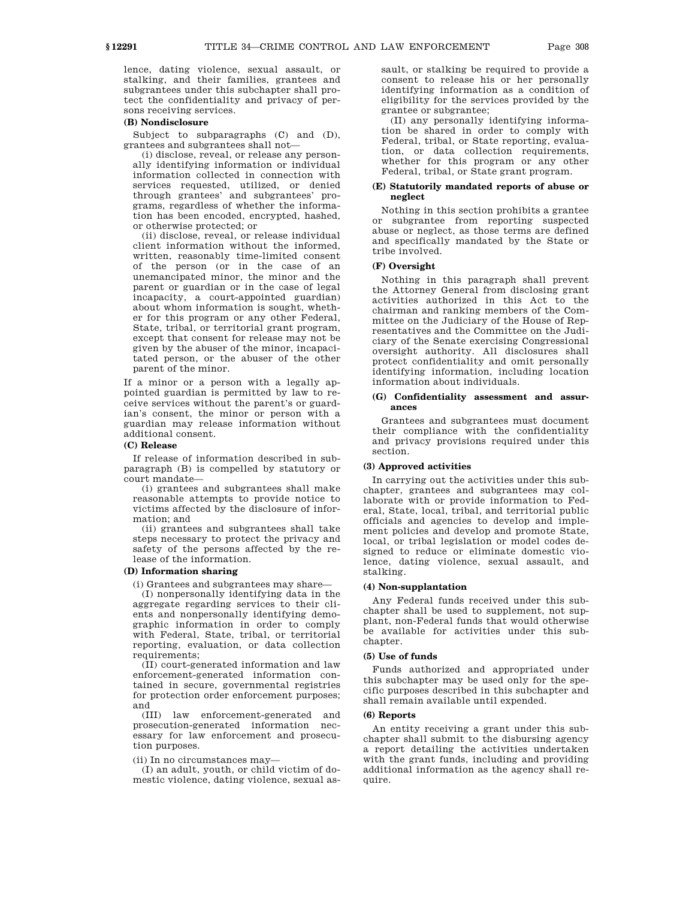lence, dating violence, sexual assault, or stalking, and their families, grantees and subgrantees under this subchapter shall protect the confidentiality and privacy of persons receiving services.

**(B) Nondisclosure**

Subject to subparagraphs (C) and (D), grantees and subgrantees shall not—

(i) disclose, reveal, or release any personally identifying information or individual information collected in connection with services requested, utilized, or denied through grantees' and subgrantees' programs, regardless of whether the information has been encoded, encrypted, hashed, or otherwise protected; or

(ii) disclose, reveal, or release individual client information without the informed, written, reasonably time-limited consent of the person (or in the case of an unemancipated minor, the minor and the parent or guardian or in the case of legal incapacity, a court-appointed guardian) about whom information is sought, whether for this program or any other Federal, State, tribal, or territorial grant program, except that consent for release may not be given by the abuser of the minor, incapacitated person, or the abuser of the other parent of the minor.

If a minor or a person with a legally appointed guardian is permitted by law to receive services without the parent's or guardian's consent, the minor or person with a guardian may release information without additional consent.

**(C) Release**

If release of information described in subparagraph (B) is compelled by statutory or court mandate—

(i) grantees and subgrantees shall make reasonable attempts to provide notice to victims affected by the disclosure of information; and

(ii) grantees and subgrantees shall take steps necessary to protect the privacy and safety of the persons affected by the release of the information.

**(D) Information sharing**

(i) Grantees and subgrantees may share—

(I) nonpersonally identifying data in the aggregate regarding services to their clients and nonpersonally identifying demographic information in order to comply with Federal, State, tribal, or territorial reporting, evaluation, or data collection requirements;

(II) court-generated information and law enforcement-generated information contained in secure, governmental registries for protection order enforcement purposes; and

(III) law enforcement-generated and prosecution-generated information necessary for law enforcement and prosecution purposes.

(ii) In no circumstances may—

(I) an adult, youth, or child victim of domestic violence, dating violence, sexual assault, or stalking be required to provide a consent to release his or her personally identifying information as a condition of eligibility for the services provided by the grantee or subgrantee;

(II) any personally identifying information be shared in order to comply with Federal, tribal, or State reporting, evaluation, or data collection requirements, whether for this program or any other Federal, tribal, or State grant program.

**(E) Statutorily mandated reports of abuse or neglect**

Nothing in this section prohibits a grantee or subgrantee from reporting suspected abuse or neglect, as those terms are defined and specifically mandated by the State or tribe involved.

**(F) Oversight**

Nothing in this paragraph shall prevent the Attorney General from disclosing grant activities authorized in this Act to the chairman and ranking members of the Committee on the Judiciary of the House of Representatives and the Committee on the Judiciary of the Senate exercising Congressional oversight authority. All disclosures shall protect confidentiality and omit personally identifying information, including location information about individuals.

**(G) Confidentiality assessment and assurances**

Grantees and subgrantees must document their compliance with the confidentiality and privacy provisions required under this section.

**(3) Approved activities**

In carrying out the activities under this subchapter, grantees and subgrantees may collaborate with or provide information to Federal, State, local, tribal, and territorial public officials and agencies to develop and implement policies and develop and promote State, local, or tribal legislation or model codes designed to reduce or eliminate domestic violence, dating violence, sexual assault, and stalking.

**(4) Non-supplantation**

Any Federal funds received under this subchapter shall be used to supplement, not supplant, non-Federal funds that would otherwise be available for activities under this subchapter.

**(5) Use of funds**

Funds authorized and appropriated under this subchapter may be used only for the specific purposes described in this subchapter and shall remain available until expended.

**(6) Reports**

An entity receiving a grant under this subchapter shall submit to the disbursing agency a report detailing the activities undertaken with the grant funds, including and providing additional information as the agency shall require.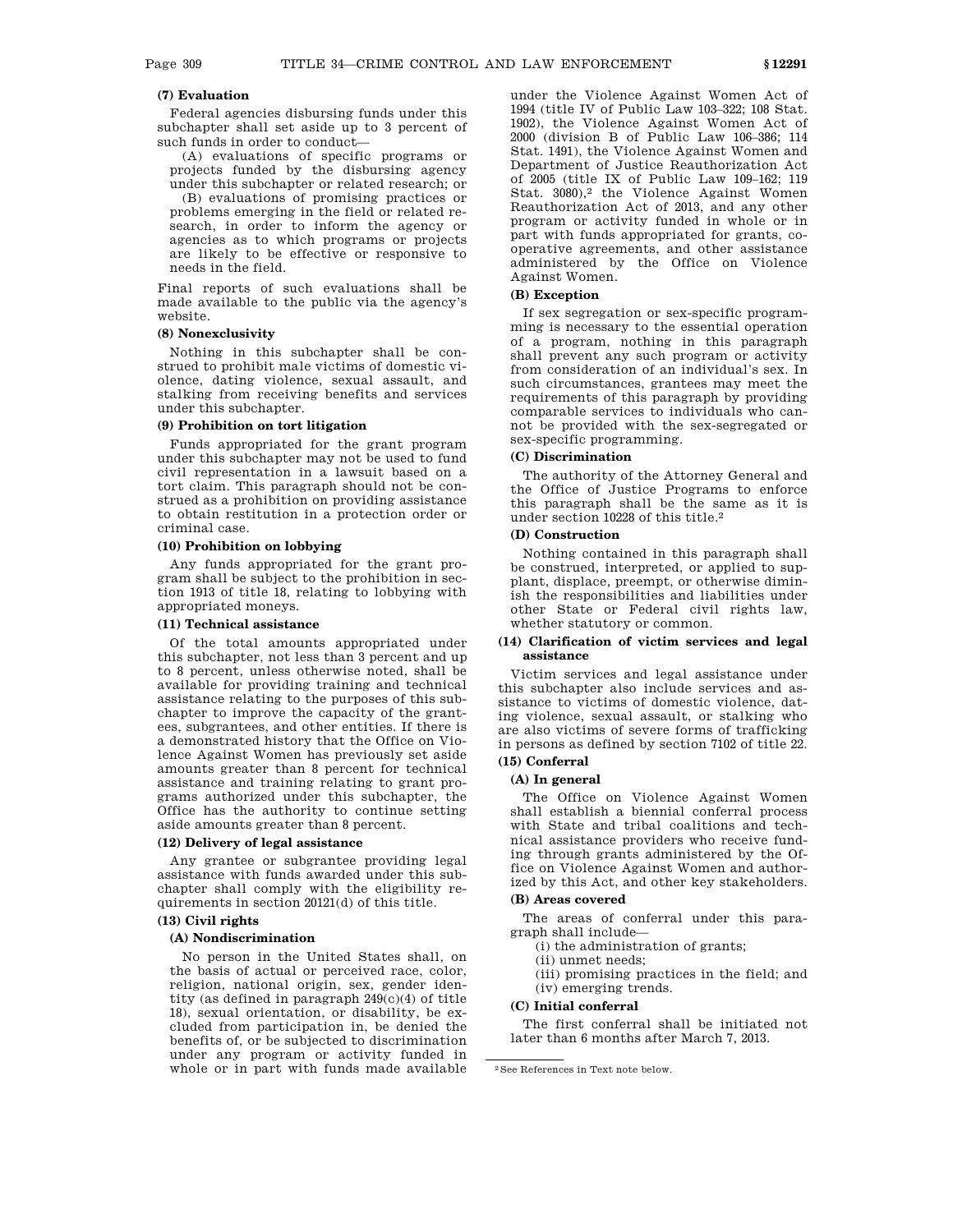**(7) Evaluation**

Federal agencies disbursing funds under this subchapter shall set aside up to 3 percent of such funds in order to conduct—

(A) evaluations of specific programs or projects funded by the disbursing agency under this subchapter or related research; or

(B) evaluations of promising practices or problems emerging in the field or related research, in order to inform the agency or agencies as to which programs or projects are likely to be effective or responsive to needs in the field.

Final reports of such evaluations shall be made available to the public via the agency's website.

**(8) Nonexclusivity**

Nothing in this subchapter shall be construed to prohibit male victims of domestic violence, dating violence, sexual assault, and stalking from receiving benefits and services under this subchapter.

**(9) Prohibition on tort litigation**

Funds appropriated for the grant program under this subchapter may not be used to fund civil representation in a lawsuit based on a tort claim. This paragraph should not be construed as a prohibition on providing assistance to obtain restitution in a protection order or criminal case.

**(10) Prohibition on lobbying**

Any funds appropriated for the grant program shall be subject to the prohibition in section 1913 of title 18, relating to lobbying with appropriated moneys.

**(11) Technical assistance**

Of the total amounts appropriated under this subchapter, not less than 3 percent and up to 8 percent, unless otherwise noted, shall be available for providing training and technical assistance relating to the purposes of this subchapter to improve the capacity of the grantees, subgrantees, and other entities. If there is a demonstrated history that the Office on Violence Against Women has previously set aside amounts greater than 8 percent for technical assistance and training relating to grant programs authorized under this subchapter, the Office has the authority to continue setting aside amounts greater than 8 percent.

**(12) Delivery of legal assistance**

Any grantee or subgrantee providing legal assistance with funds awarded under this subchapter shall comply with the eligibility requirements in section 20121(d) of this title.

**(13) Civil rights**

**(A) Nondiscrimination**

No person in the United States shall, on the basis of actual or perceived race, color, religion, national origin, sex, gender identity (as defined in paragraph 249(c)(4) of title 18), sexual orientation, or disability, be excluded from participation in, be denied the benefits of, or be subjected to discrimination under any program or activity funded in whole or in part with funds made available under the Violence Against Women Act of 1994 (title IV of Public Law 103–322; 108 Stat. 1902), the Violence Against Women Act of 2000 (division B of Public Law 106–386; 114 Stat. 1491), the Violence Against Women and Department of Justice Reauthorization Act of 2005 (title IX of Public Law 109–162; 119 Stat. 3080),[2] the Violence Against Women Reauthorization Act of 2013, and any other program or activity funded in whole or in part with funds appropriated for grants, cooperative agreements, and other assistance administered by the Office on Violence Against Women.

**(B) Exception**

If sex segregation or sex-specific programming is necessary to the essential operation of a program, nothing in this paragraph shall prevent any such program or activity from consideration of an individual's sex. In such circumstances, grantees may meet the requirements of this paragraph by providing comparable services to individuals who cannot be provided with the sex-segregated or sex-specific programming.

**(C) Discrimination**

The authority of the Attorney General and the Office of Justice Programs to enforce this paragraph shall be the same as it is under section 10228 of this title.[2]

**(D) Construction**

Nothing contained in this paragraph shall be construed, interpreted, or applied to supplant, displace, preempt, or otherwise diminish the responsibilities and liabilities under other State or Federal civil rights law, whether statutory or common.

**(14) Clarification of victim services and legal assistance**

Victim services and legal assistance under this subchapter also include services and assistance to victims of domestic violence, dating violence, sexual assault, or stalking who are also victims of severe forms of trafficking in persons as defined by section 7102 of title 22.

**(15) Conferral**

**(A) In general**

The Office on Violence Against Women shall establish a biennial conferral process with State and tribal coalitions and technical assistance providers who receive funding through grants administered by the Office on Violence Against Women and authorized by this Act, and other key stakeholders.

**(B) Areas covered**

The areas of conferral under this paragraph shall include—

(i) the administration of grants;

(ii) unmet needs;

(iii) promising practices in the field; and

(iv) emerging trends.

**(C) Initial conferral**

The first conferral shall be initiated not later than 6 months after March 7, 2013.

---

[2] See References in Text note below.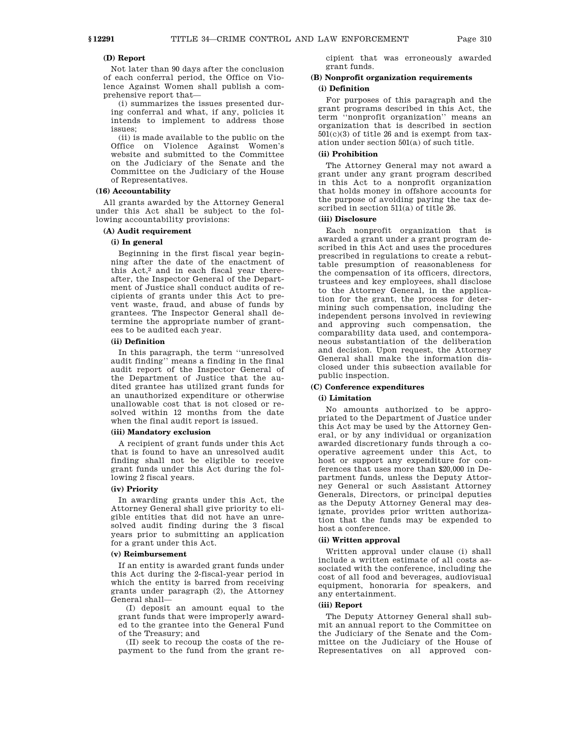**(D) Report**

Not later than 90 days after the conclusion of each conferral period, the Office on Violence Against Women shall publish a comprehensive report that—

(i) summarizes the issues presented during conferral and what, if any, policies it intends to implement to address those issues;

(ii) is made available to the public on the Office on Violence Against Women's website and submitted to the Committee on the Judiciary of the Senate and the Committee on the Judiciary of the House of Representatives.

**(16) Accountability**

All grants awarded by the Attorney General under this Act shall be subject to the following accountability provisions:

**(A) Audit requirement**

**(i) In general**

Beginning in the first fiscal year beginning after the date of the enactment of this Act,[2] and in each fiscal year thereafter, the Inspector General of the Department of Justice shall conduct audits of recipients of grants under this Act to prevent waste, fraud, and abuse of funds by grantees. The Inspector General shall determine the appropriate number of grantees to be audited each year.

**(ii) Definition**

In this paragraph, the term "unresolved audit finding" means a finding in the final audit report of the Inspector General of the Department of Justice that the audited grantee has utilized grant funds for an unauthorized expenditure or otherwise unallowable cost that is not closed or resolved within 12 months from the date when the final audit report is issued.

**(iii) Mandatory exclusion**

A recipient of grant funds under this Act that is found to have an unresolved audit finding shall not be eligible to receive grant funds under this Act during the following 2 fiscal years.

**(iv) Priority**

In awarding grants under this Act, the Attorney General shall give priority to eligible entities that did not have an unresolved audit finding during the 3 fiscal years prior to submitting an application for a grant under this Act.

**(v) Reimbursement**

If an entity is awarded grant funds under this Act during the 2-fiscal-year period in which the entity is barred from receiving grants under paragraph (2), the Attorney General shall—

(I) deposit an amount equal to the grant funds that were improperly awarded to the grantee into the General Fund of the Treasury; and

(II) seek to recoup the costs of the repayment to the fund from the grant recipient that was erroneously awarded grant funds.

**(B) Nonprofit organization requirements**

**(i) Definition**

For purposes of this paragraph and the grant programs described in this Act, the term "nonprofit organization" means an organization that is described in section 501(c)(3) of title 26 and is exempt from taxation under section 501(a) of such title.

**(ii) Prohibition**

The Attorney General may not award a grant under any grant program described in this Act to a nonprofit organization that holds money in offshore accounts for the purpose of avoiding paying the tax described in section 511(a) of title 26.

**(iii) Disclosure**

Each nonprofit organization that is awarded a grant under a grant program described in this Act and uses the procedures prescribed in regulations to create a rebuttable presumption of reasonableness for the compensation of its officers, directors, trustees and key employees, shall disclose to the Attorney General, in the application for the grant, the process for determining such compensation, including the independent persons involved in reviewing and approving such compensation, the comparability data used, and contemporaneous substantiation of the deliberation and decision. Upon request, the Attorney General shall make the information disclosed under this subsection available for public inspection.

**(C) Conference expenditures**

**(i) Limitation**

No amounts authorized to be appropriated to the Department of Justice under this Act may be used by the Attorney General, or by any individual or organization awarded discretionary funds through a cooperative agreement under this Act, to host or support any expenditure for conferences that uses more than $20,000 in Department funds, unless the Deputy Attorney General or such Assistant Attorney Generals, Directors, or principal deputies as the Deputy Attorney General may designate, provides prior written authorization that the funds may be expended to host a conference.

**(ii) Written approval**

Written approval under clause (i) shall include a written estimate of all costs associated with the conference, including the cost of all food and beverages, audiovisual equipment, honoraria for speakers, and any entertainment.

**(iii) Report**

The Deputy Attorney General shall submit an annual report to the Committee on the Judiciary of the Senate and the Committee on the Judiciary of the House of Representatives on all approved con-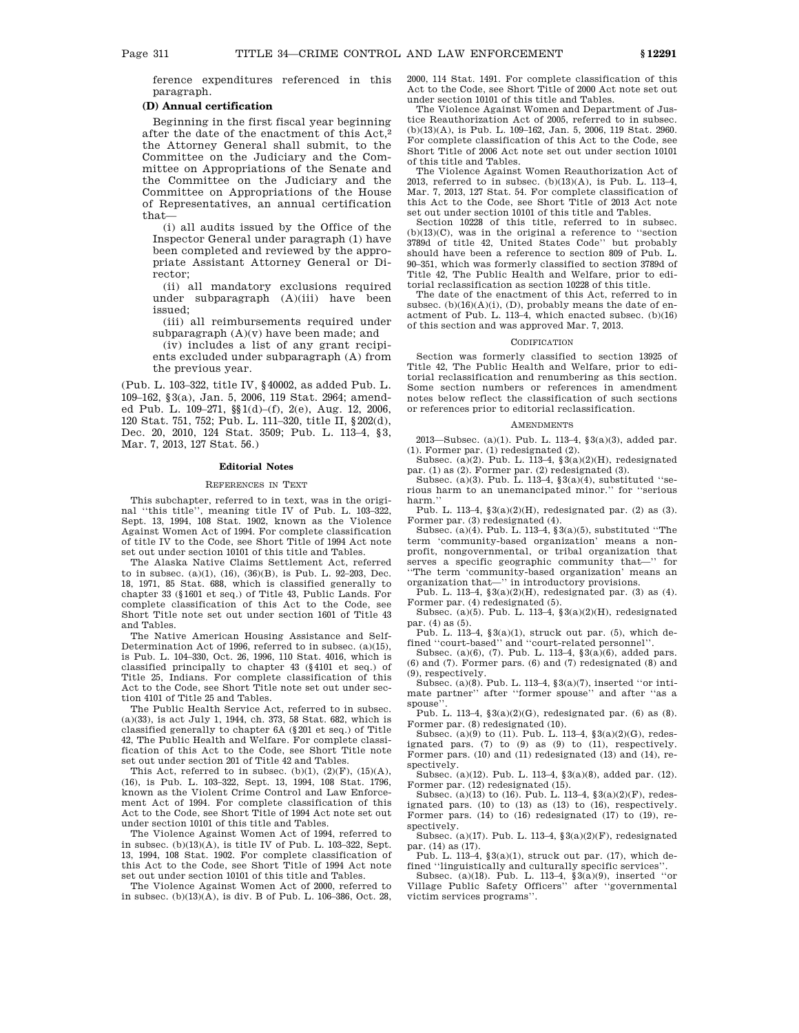ference expenditures referenced in this paragraph.

**(D) Annual certification**

Beginning in the first fiscal year beginning after the date of the enactment of this Act,[2] the Attorney General shall submit, to the Committee on the Judiciary and the Committee on Appropriations of the Senate and the Committee on the Judiciary and the Committee on Appropriations of the House of Representatives, an annual certification that—

(i) all audits issued by the Office of the Inspector General under paragraph (1) have been completed and reviewed by the appropriate Assistant Attorney General or Director;

(ii) all mandatory exclusions required under subparagraph (A)(iii) have been issued;

(iii) all reimbursements required under subparagraph (A)(v) have been made; and

(iv) includes a list of any grant recipients excluded under subparagraph (A) from the previous year.

(Pub. L. 103–322, title IV, §40002, as added Pub. L. 109–162, §3(a), Jan. 5, 2006, 119 Stat. 2964; amended Pub. L. 109–271, §§1(d)–(f), 2(e), Aug. 12, 2006, 120 Stat. 751, 752; Pub. L. 111–320, title II, §202(d), Dec. 20, 2010, 124 Stat. 3509; Pub. L. 113–4, §3, Mar. 7, 2013, 127 Stat. 56.)

**Editorial Notes**

REFERENCES IN TEXT

This subchapter, referred to in text, was in the original "this title", meaning title IV of Pub. L. 103–322, Sept. 13, 1994, 108 Stat. 1902, known as the Violence Against Women Act of 1994. For complete classification of title IV to the Code, see Short Title of 1994 Act note set out under section 10101 of this title and Tables.

The Alaska Native Claims Settlement Act, referred to in subsec. (a)(1), (16), (36)(B), is Pub. L. 92–203, Dec. 18, 1971, 85 Stat. 688, which is classified generally to chapter 33 (§1601 et seq.) of Title 43, Public Lands. For complete classification of this Act to the Code, see Short Title note set out under section 1601 of Title 43 and Tables.

The Native American Housing Assistance and Self-Determination Act of 1996, referred to in subsec. (a)(15), is Pub. L. 104–330, Oct. 26, 1996, 110 Stat. 4016, which is classified principally to chapter 43 (§4101 et seq.) of Title 25, Indians. For complete classification of this Act to the Code, see Short Title note set out under section 4101 of Title 25 and Tables.

The Public Health Service Act, referred to in subsec. (a)(33), is act July 1, 1944, ch. 373, 58 Stat. 682, which is classified generally to chapter 6A (§201 et seq.) of Title 42, The Public Health and Welfare. For complete classification of this Act to the Code, see Short Title note set out under section 201 of Title 42 and Tables.

This Act, referred to in subsec. (b)(1), (2)(F), (15)(A), (16), is Pub. L. 103–322, Sept. 13, 1994, 108 Stat. 1796, known as the Violent Crime Control and Law Enforcement Act of 1994. For complete classification of this Act to the Code, see Short Title of 1994 Act note set out under section 10101 of this title and Tables.

The Violence Against Women Act of 1994, referred to in subsec. (b)(13)(A), is title IV of Pub. L. 103–322, Sept. 13, 1994, 108 Stat. 1902. For complete classification of this Act to the Code, see Short Title of 1994 Act note set out under section 10101 of this title and Tables.

The Violence Against Women Act of 2000, referred to in subsec. (b)(13)(A), is div. B of Pub. L. 106–386, Oct. 28, 2000, 114 Stat. 1491. For complete classification of this Act to the Code, see Short Title of 2000 Act note set out under section 10101 of this title and Tables.

The Violence Against Women and Department of Justice Reauthorization Act of 2005, referred to in subsec. (b)(13)(A), is Pub. L. 109–162, Jan. 5, 2006, 119 Stat. 2960. For complete classification of this Act to the Code, see Short Title of 2006 Act note set out under section 10101 of this title and Tables.

The Violence Against Women Reauthorization Act of 2013, referred to in subsec. (b)(13)(A), is Pub. L. 113–4, Mar. 7, 2013, 127 Stat. 54. For complete classification of this Act to the Code, see Short Title of 2013 Act note set out under section 10101 of this title and Tables.

Section 10228 of this title, referred to in subsec. (b)(13)(C), was in the original a reference to "section 3789d of title 42, United States Code" but probably should have been a reference to section 809 of Pub. L. 90–351, which was formerly classified to section 3789d of Title 42, The Public Health and Welfare, prior to editorial reclassification as section 10228 of this title.

The date of the enactment of this Act, referred to in subsec. (b)(16)(A)(i), (D), probably means the date of enactment of Pub. L. 113–4, which enacted subsec. (b)(16) of this section and was approved Mar. 7, 2013.

CODIFICATION

Section was formerly classified to section 13925 of Title 42, The Public Health and Welfare, prior to editorial reclassification and renumbering as this section. Some section numbers or references in amendment notes below reflect the classification of such sections or references prior to editorial reclassification.

AMENDMENTS

2013—Subsec. (a)(1). Pub. L. 113–4, §3(a)(3), added par. (1). Former par. (1) redesignated (2).

Subsec. (a)(2). Pub. L. 113–4, §3(a)(2)(H), redesignated par. (1) as (2). Former par. (2) redesignated (3).

Subsec. (a)(3). Pub. L. 113–4, §3(a)(4), substituted "serious harm to an unemancipated minor." for "serious harm."

Pub. L. 113–4, §3(a)(2)(H), redesignated par. (2) as (3). Former par. (3) redesignated (4).

Subsec. (a)(4). Pub. L. 113–4, §3(a)(5), substituted "The term 'community-based organization' means a nonprofit, nongovernmental, or tribal organization that serves a specific geographic community that—" for "The term 'community-based organization' means an organization that—" in introductory provisions.

Pub. L. 113–4, §3(a)(2)(H), redesignated par. (3) as (4). Former par. (4) redesignated (5).

Subsec. (a)(5). Pub. L. 113–4, §3(a)(2)(H), redesignated par. (4) as (5).

Pub. L. 113–4, §3(a)(1), struck out par. (5), which defined "court-based" and "court-related personnel".

Subsec. (a)(6), (7). Pub. L. 113–4, §3(a)(6), added pars. (6) and (7). Former pars. (6) and (7) redesignated (8) and (9), respectively.

Subsec. (a)(8). Pub. L. 113–4, §3(a)(7), inserted "or intimate partner" after "former spouse" and after "as a spouse".

Pub. L. 113–4, §3(a)(2)(G), redesignated par. (6) as (8). Former par. (8) redesignated (10).

Subsec. (a)(9) to (11). Pub. L. 113–4, §3(a)(2)(G), redesignated pars. (7) to (9) as (9) to (11), respectively. Former pars. (10) and (11) redesignated (13) and (14), respectively.

Subsec. (a)(12). Pub. L. 113–4, §3(a)(8), added par. (12). Former par. (12) redesignated (15).

Subsec. (a)(13) to (16). Pub. L. 113–4, §3(a)(2)(F), redesignated pars. (10) to (13) as (13) to (16), respectively. Former pars. (14) to (16) redesignated (17) to (19), respectively.

Subsec. (a)(17). Pub. L. 113–4, §3(a)(2)(F), redesignated par. (14) as (17).

Pub. L. 113–4, §3(a)(1), struck out par. (17), which defined "linguistically and culturally specific services".

Subsec. (a)(18). Pub. L. 113–4, §3(a)(9), inserted "or Village Public Safety Officers" after "governmental victim services programs".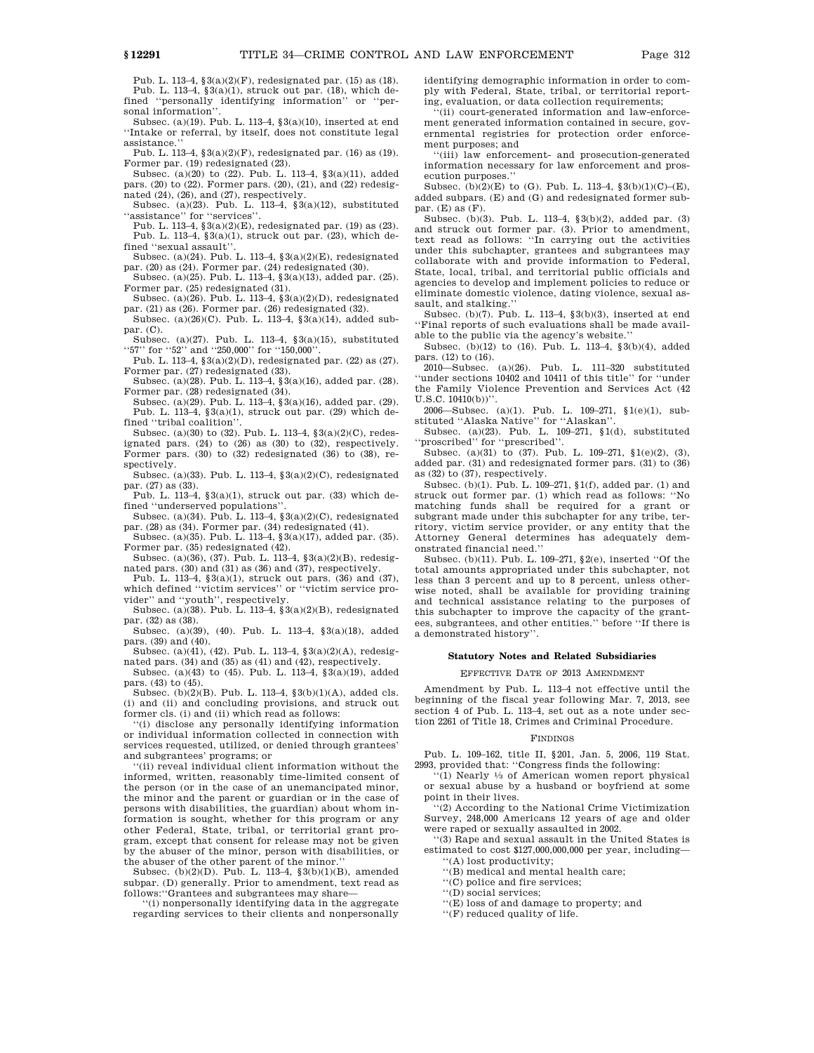Pub. L. 113–4, §3(a)(2)(F), redesignated par. (15) as (18).

Pub. L. 113–4, §3(a)(1), struck out par. (18), which defined "personally identifying information" or "personal information".

Subsec. (a)(19). Pub. L. 113–4, §3(a)(10), inserted at end "Intake or referral, by itself, does not constitute legal assistance."

Pub. L. 113–4, §3(a)(2)(F), redesignated par. (16) as (19). Former par. (19) redesignated (23).

Subsec. (a)(20) to (22). Pub. L. 113–4, §3(a)(11), added pars. (20) to (22). Former pars. (20), (21), and (22) redesignated (24), (26), and (27), respectively.

Subsec. (a)(23). Pub. L. 113–4, §3(a)(12), substituted "assistance" for "services".

Pub. L. 113–4, §3(a)(2)(E), redesignated par. (19) as (23).

Pub. L. 113–4, §3(a)(1), struck out par. (23), which defined "sexual assault".

Subsec. (a)(24). Pub. L. 113–4, §3(a)(2)(E), redesignated par. (20) as (24). Former par. (24) redesignated (30).

Subsec. (a)(25). Pub. L. 113–4, §3(a)(13), added par. (25). Former par. (25) redesignated (31).

Subsec. (a)(26). Pub. L. 113–4, §3(a)(2)(D), redesignated par. (21) as (26). Former par. (26) redesignated (32).

Subsec. (a)(26)(C). Pub. L. 113–4, §3(a)(14), added subpar. (C).

Subsec. (a)(27). Pub. L. 113–4, §3(a)(15), substituted "57" for "52" and "250,000" for "150,000".

Pub. L. 113–4, §3(a)(2)(D), redesignated par. (22) as (27). Former par. (27) redesignated (33).

Subsec. (a)(28). Pub. L. 113–4, §3(a)(16), added par. (28). Former par. (28) redesignated (34).

Subsec. (a)(29). Pub. L. 113–4, §3(a)(16), added par. (29).

Pub. L. 113–4, §3(a)(1), struck out par. (29) which defined "tribal coalition".

Subsec. (a)(30) to (32). Pub. L. 113–4, §3(a)(2)(C), redesignated pars. (24) to (26) as (30) to (32), respectively. Former pars. (30) to (32) redesignated (36) to (38), respectively.

Subsec. (a)(33). Pub. L. 113–4, §3(a)(2)(C), redesignated par. (27) as (33).

Pub. L. 113–4, §3(a)(1), struck out par. (33) which defined "underserved populations".

Subsec. (a)(34). Pub. L. 113–4, §3(a)(2)(C), redesignated par. (28) as (34). Former par. (34) redesignated (41).

Subsec. (a)(35). Pub. L. 113–4, §3(a)(17), added par. (35). Former par. (35) redesignated (42).

Subsec. (a)(36), (37). Pub. L. 113–4, §3(a)(2)(B), redesignated pars. (30) and (31) as (36) and (37), respectively.

Pub. L. 113–4, §3(a)(1), struck out pars. (36) and (37), which defined "victim services" or "victim service provider" and "youth", respectively.

Subsec. (a)(38). Pub. L. 113–4, §3(a)(2)(B), redesignated par. (32) as (38).

Subsec. (a)(39), (40). Pub. L. 113–4, §3(a)(18), added pars. (39) and (40).

Subsec. (a)(41), (42). Pub. L. 113–4, §3(a)(2)(A), redesignated pars. (34) and (35) as (41) and (42), respectively.

Subsec. (a)(43) to (45). Pub. L. 113–4, §3(a)(19), added pars. (43) to (45).

Subsec. (b)(2)(B). Pub. L. 113–4, §3(b)(1)(A), added cls. (i) and (ii) and concluding provisions, and struck out former cls. (i) and (ii) which read as follows:

"(i) disclose any personally identifying information or individual information collected in connection with services requested, utilized, or denied through grantees' and subgrantees' programs; or

"(ii) reveal individual client information without the informed, written, reasonably time-limited consent of the person (or in the case of an unemancipated minor, the minor and the parent or guardian or in the case of persons with disabilities, the guardian) about whom information is sought, whether for this program or any other Federal, State, tribal, or territorial grant program, except that consent for release may not be given by the abuser of the minor, person with disabilities, or the abuser of the other parent of the minor."

Subsec. (b)(2)(D). Pub. L. 113–4, §3(b)(1)(B), amended subpar. (D) generally. Prior to amendment, text read as follows:"Grantees and subgrantees may share—

"(i) nonpersonally identifying data in the aggregate regarding services to their clients and nonpersonally identifying demographic information in order to comply with Federal, State, tribal, or territorial reporting, evaluation, or data collection requirements;

"(ii) court-generated information and law-enforcement generated information contained in secure, governmental registries for protection order enforcement purposes; and

"(iii) law enforcement- and prosecution-generated information necessary for law enforcement and prosecution purposes."

Subsec. (b)(2)(E) to (G). Pub. L. 113–4, §3(b)(1)(C)–(E), added subpars. (E) and (G) and redesignated former subpar. (E) as (F).

Subsec. (b)(3). Pub. L. 113–4, §3(b)(2), added par. (3) and struck out former par. (3). Prior to amendment, text read as follows: "In carrying out the activities under this subchapter, grantees and subgrantees may collaborate with and provide information to Federal, State, local, tribal, and territorial public officials and agencies to develop and implement policies to reduce or eliminate domestic violence, dating violence, sexual assault, and stalking."

Subsec. (b)(7). Pub. L. 113–4, §3(b)(3), inserted at end "Final reports of such evaluations shall be made available to the public via the agency's website."

Subsec. (b)(12) to (16). Pub. L. 113–4, §3(b)(4), added pars. (12) to (16).

2010—Subsec. (a)(26). Pub. L. 111–320 substituted "under sections 10402 and 10411 of this title" for "under the Family Violence Prevention and Services Act (42 U.S.C. 10410(b))".

2006—Subsec. (a)(1). Pub. L. 109–271, §1(e)(1), substituted "Alaska Native" for "Alaskan".

Subsec. (a)(23). Pub. L. 109–271, §1(d), substituted "proscribed" for "prescribed".

Subsec. (a)(31) to (37). Pub. L. 109–271, §1(e)(2), (3), added par. (31) and redesignated former pars. (31) to (36) as (32) to (37), respectively.

Subsec. (b)(1). Pub. L. 109–271, §1(f), added par. (1) and struck out former par. (1) which read as follows: "No matching funds shall be required for a grant or subgrant made under this subchapter for any tribe, territory, victim service provider, or any entity that the Attorney General determines has adequately demonstrated financial need."

Subsec. (b)(11). Pub. L. 109–271, §2(e), inserted "Of the total amounts appropriated under this subchapter, not less than 3 percent and up to 8 percent, unless otherwise noted, shall be available for providing training and technical assistance relating to the purposes of this subchapter to improve the capacity of the grantees, subgrantees, and other entities." before "If there is a demonstrated history".

## Statutory Notes and Related Subsidiaries

### Effective Date of 2013 Amendment

Amendment by Pub. L. 113–4 not effective until the beginning of the fiscal year following Mar. 7, 2013, see section 4 of Pub. L. 113–4, set out as a note under section 2261 of Title 18, Crimes and Criminal Procedure.

### Findings

Pub. L. 109–162, title II, §201, Jan. 5, 2006, 119 Stat. 2993, provided that: "Congress finds the following:

"(1) Nearly ⅓ of American women report physical or sexual abuse by a husband or boyfriend at some point in their lives.

"(2) According to the National Crime Victimization Survey, 248,000 Americans 12 years of age and older were raped or sexually assaulted in 2002.

"(3) Rape and sexual assault in the United States is estimated to cost $127,000,000,000 per year, including—

"(A) lost productivity;

"(B) medical and mental health care;

"(C) police and fire services;

"(D) social services;

"(E) loss of and damage to property; and

"(F) reduced quality of life.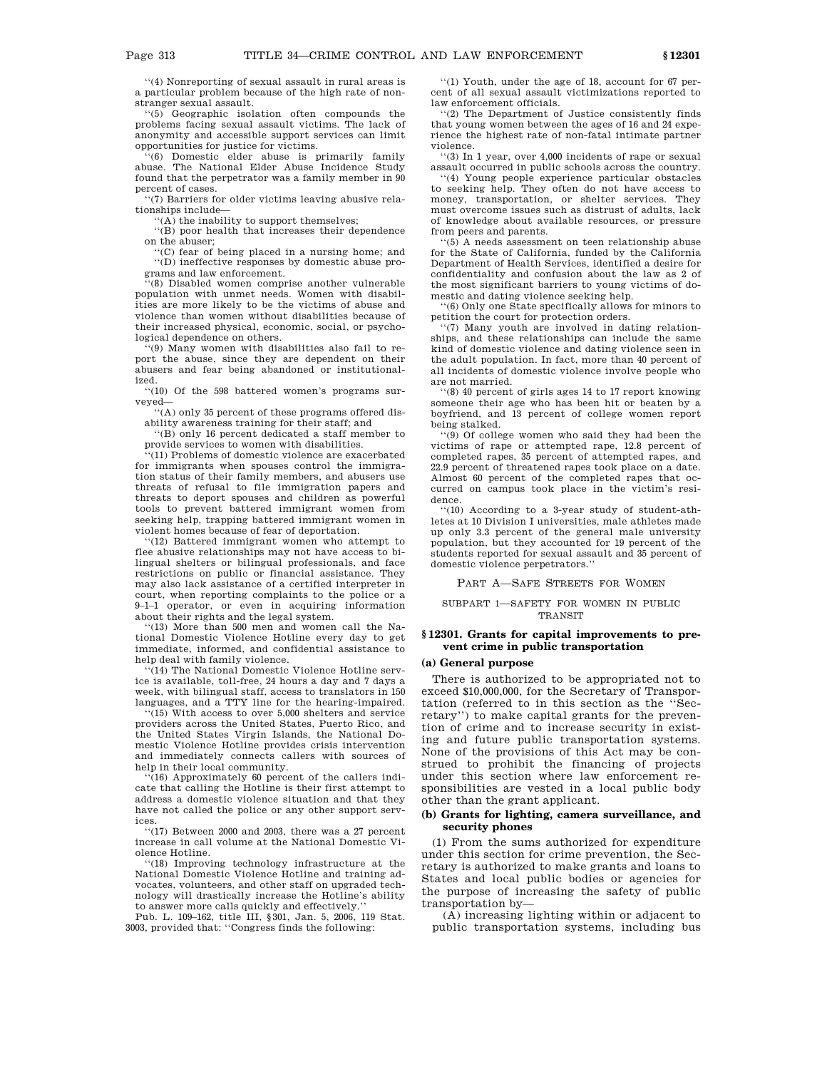"(4) Nonreporting of sexual assault in rural areas is a particular problem because of the high rate of nonstranger sexual assault.

"(5) Geographic isolation often compounds the problems facing sexual assault victims. The lack of anonymity and accessible support services can limit opportunities for justice for victims.

"(6) Domestic elder abuse is primarily family abuse. The National Elder Abuse Incidence Study found that the perpetrator was a family member in 90 percent of cases.

"(7) Barriers for older victims leaving abusive relationships include—

"(A) the inability to support themselves;

"(B) poor health that increases their dependence on the abuser;

"(C) fear of being placed in a nursing home; and

"(D) ineffective responses by domestic abuse programs and law enforcement.

"(8) Disabled women comprise another vulnerable population with unmet needs. Women with disabilities are more likely to be the victims of abuse and violence than women without disabilities because of their increased physical, economic, social, or psychological dependence on others.

"(9) Many women with disabilities also fail to report the abuse, since they are dependent on their abusers and fear being abandoned or institutionalized.

"(10) Of the 598 battered women's programs surveyed—

"(A) only 35 percent of these programs offered disability awareness training for their staff; and

"(B) only 16 percent dedicated a staff member to provide services to women with disabilities.

"(11) Problems of domestic violence are exacerbated for immigrants when spouses control the immigration status of their family members, and abusers use threats of refusal to file immigration papers and threats to deport spouses and children as powerful tools to prevent battered immigrant women from seeking help, trapping battered immigrant women in violent homes because of fear of deportation.

"(12) Battered immigrant women who attempt to flee abusive relationships may not have access to bilingual shelters or bilingual professionals, and face restrictions on public or financial assistance. They may also lack assistance of a certified interpreter in court, when reporting complaints to the police or a 9–1–1 operator, or even in acquiring information about their rights and the legal system.

"(13) More than 500 men and women call the National Domestic Violence Hotline every day to get immediate, informed, and confidential assistance to help deal with family violence.

"(14) The National Domestic Violence Hotline service is available, toll-free, 24 hours a day and 7 days a week, with bilingual staff, access to translators in 150 languages, and a TTY line for the hearing-impaired.

"(15) With access to over 5,000 shelters and service providers across the United States, Puerto Rico, and the United States Virgin Islands, the National Domestic Violence Hotline provides crisis intervention and immediately connects callers with sources of help in their local community.

"(16) Approximately 60 percent of the callers indicate that calling the Hotline is their first attempt to address a domestic violence situation and that they have not called the police or any other support services.

"(17) Between 2000 and 2003, there was a 27 percent increase in call volume at the National Domestic Violence Hotline.

"(18) Improving technology infrastructure at the National Domestic Violence Hotline and training advocates, volunteers, and other staff on upgraded technology will drastically increase the Hotline's ability to answer more calls quickly and effectively."

Pub. L. 109–162, title III, §301, Jan. 5, 2006, 119 Stat. 3003, provided that: "Congress finds the following:

"(1) Youth, under the age of 18, account for 67 percent of all sexual assault victimizations reported to law enforcement officials.

"(2) The Department of Justice consistently finds that young women between the ages of 16 and 24 experience the highest rate of non-fatal intimate partner violence.

"(3) In 1 year, over 4,000 incidents of rape or sexual assault occurred in public schools across the country.

"(4) Young people experience particular obstacles to seeking help. They often do not have access to money, transportation, or shelter services. They must overcome issues such as distrust of adults, lack of knowledge about available resources, or pressure from peers and parents.

"(5) A needs assessment on teen relationship abuse for the State of California, funded by the California Department of Health Services, identified a desire for confidentiality and confusion about the law as 2 of the most significant barriers to young victims of domestic and dating violence seeking help.

"(6) Only one State specifically allows for minors to petition the court for protection orders.

"(7) Many youth are involved in dating relationships, and these relationships can include the same kind of domestic violence and dating violence seen in the adult population. In fact, more than 40 percent of all incidents of domestic violence involve people who are not married.

"(8) 40 percent of girls ages 14 to 17 report knowing someone their age who has been hit or beaten by a boyfriend, and 13 percent of college women report being stalked.

"(9) Of college women who said they had been the victims of rape or attempted rape, 12.8 percent of completed rapes, 35 percent of attempted rapes, and 22.9 percent of threatened rapes took place on a date. Almost 60 percent of the completed rapes that occurred on campus took place in the victim's residence.

"(10) According to a 3-year study of student-athletes at 10 Division I universities, male athletes made up only 3.3 percent of the general male university population, but they accounted for 19 percent of the students reported for sexual assault and 35 percent of domestic violence perpetrators."

## PART A—SAFE STREETS FOR WOMEN

### SUBPART 1—SAFETY FOR WOMEN IN PUBLIC TRANSIT

### §12301. Grants for capital improvements to prevent crime in public transportation

#### (a) General purpose

There is authorized to be appropriated not to exceed $10,000,000, for the Secretary of Transportation (referred to in this section as the "Secretary") to make capital grants for the prevention of crime and to increase security in existing and future public transportation systems. None of the provisions of this Act may be construed to prohibit the financing of projects under this section where law enforcement responsibilities are vested in a local public body other than the grant applicant.

#### (b) Grants for lighting, camera surveillance, and security phones

(1) From the sums authorized for expenditure under this section for crime prevention, the Secretary is authorized to make grants and loans to States and local public bodies or agencies for the purpose of increasing the safety of public transportation by—

(A) increasing lighting within or adjacent to public transportation systems, including bus